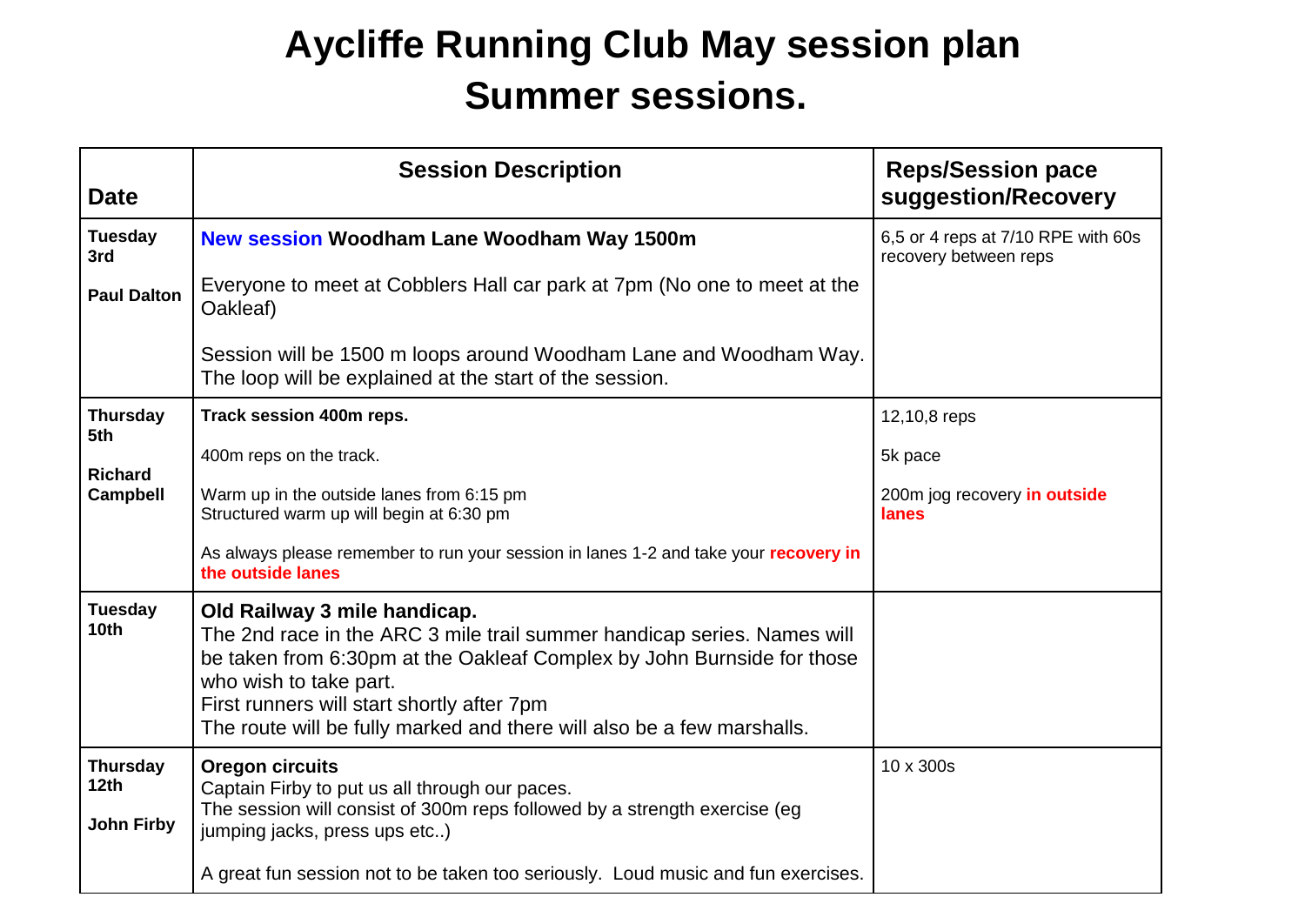# Aycliffe Running Club May session plan
# Summer sessions.

| Date | Session Description | Reps/Session pace suggestion/Recovery |
|---|---|---|
| **Tuesday 3rd**<br><br>**Paul Dalton** | **New session Woodham Lane Woodham Way 1500m**<br><br>Everyone to meet at Cobblers Hall car park at 7pm (No one to meet at the Oakleaf)<br><br>Session will be 1500 m loops around Woodham Lane and Woodham Way. The loop will be explained at the start of the session. | 6,5 or 4 reps at 7/10 RPE with 60s recovery between reps |
| **Thursday 5th**<br><br>**Richard Campbell** | **Track session 400m reps.**<br><br>400m reps on the track.<br><br>Warm up in the outside lanes from 6:15 pm<br>Structured warm up will begin at 6:30 pm<br><br>As always please remember to run your session in lanes 1-2 and take your **recovery in the outside lanes** | 12,10,8 reps<br><br>5k pace<br><br>200m jog recovery **in outside lanes** |
| **Tuesday 10th** | **Old Railway 3 mile handicap.**<br>The 2nd race in the ARC 3 mile trail summer handicap series. Names will be taken from 6:30pm at the Oakleaf Complex by John Burnside for those who wish to take part.<br>First runners will start shortly after 7pm<br>The route will be fully marked and there will also be a few marshalls. | |
| **Thursday 12th**<br><br>**John Firby** | **Oregon circuits**<br>Captain Firby to put us all through our paces.<br>The session will consist of 300m reps followed by a strength exercise (eg jumping jacks, press ups etc..)<br><br>A great fun session not to be taken too seriously. Loud music and fun exercises. | 10 x 300s |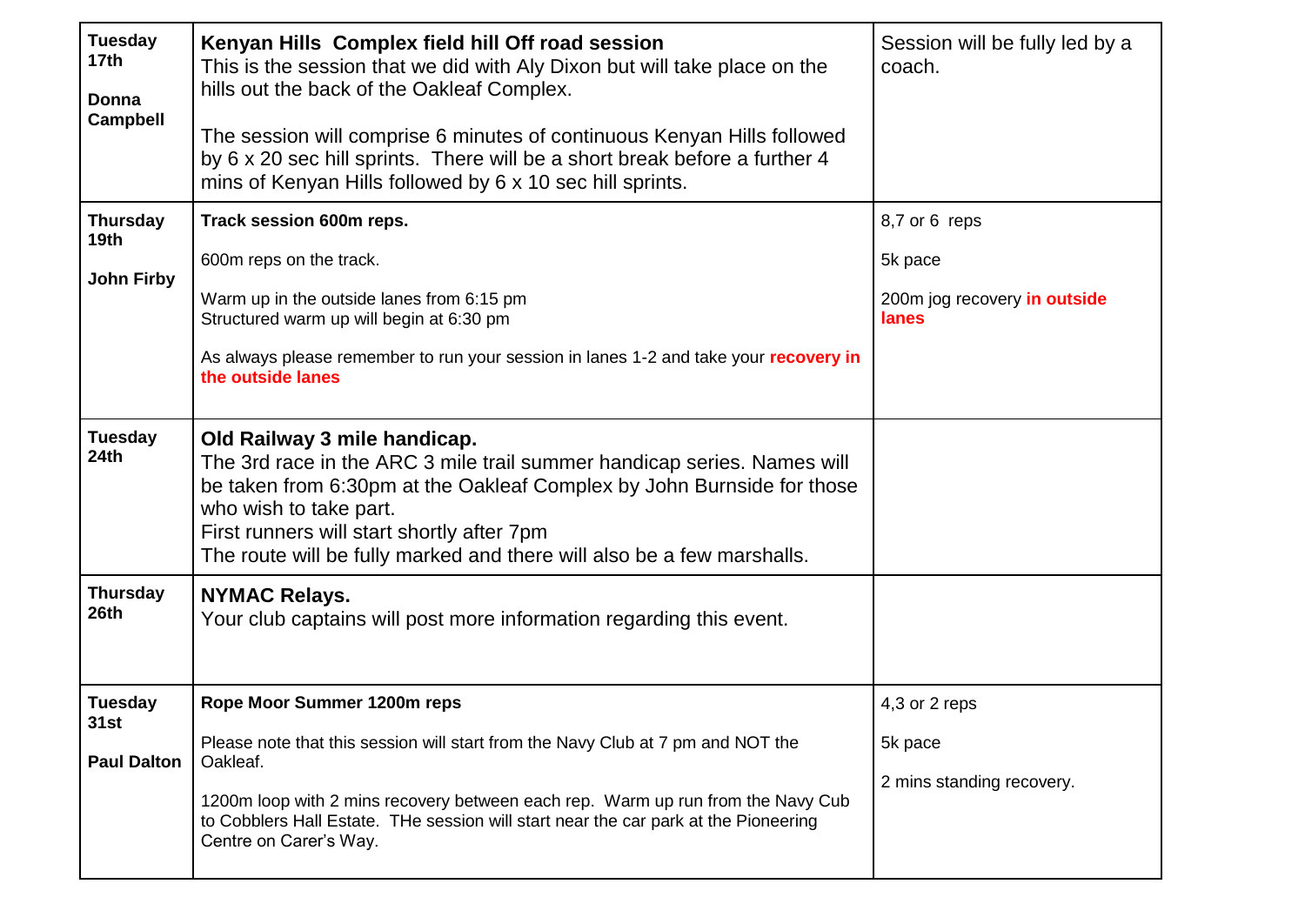| | | |
|---|---|---|
| **Tuesday 17th**<br><br>**Donna Campbell** | **Kenyan Hills Complex field hill Off road session**<br>This is the session that we did with Aly Dixon but will take place on the hills out the back of the Oakleaf Complex.<br><br>The session will comprise 6 minutes of continuous Kenyan Hills followed by 6 x 20 sec hill sprints. There will be a short break before a further 4 mins of Kenyan Hills followed by 6 x 10 sec hill sprints. | Session will be fully led by a coach. |
| **Thursday 19th**<br><br>**John Firby** | **Track session 600m reps.**<br><br>600m reps on the track.<br><br>Warm up in the outside lanes from 6:15 pm<br>Structured warm up will begin at 6:30 pm<br><br>As always please remember to run your session in lanes 1-2 and take your **recovery in the outside lanes** | 8,7 or 6 reps<br><br>5k pace<br><br>200m jog recovery **in outside lanes** |
| **Tuesday 24th** | **Old Railway 3 mile handicap.**<br>The 3rd race in the ARC 3 mile trail summer handicap series. Names will be taken from 6:30pm at the Oakleaf Complex by John Burnside for those who wish to take part.<br>First runners will start shortly after 7pm<br>The route will be fully marked and there will also be a few marshalls. | |
| **Thursday 26th** | **NYMAC Relays.**<br>Your club captains will post more information regarding this event. | |
| **Tuesday 31st**<br><br>**Paul Dalton** | **Rope Moor Summer 1200m reps**<br><br>Please note that this session will start from the Navy Club at 7 pm and NOT the Oakleaf.<br><br>1200m loop with 2 mins recovery between each rep. Warm up run from the Navy Cub to Cobblers Hall Estate. THe session will start near the car park at the Pioneering Centre on Carer's Way. | 4,3 or 2 reps<br><br>5k pace<br><br>2 mins standing recovery. |